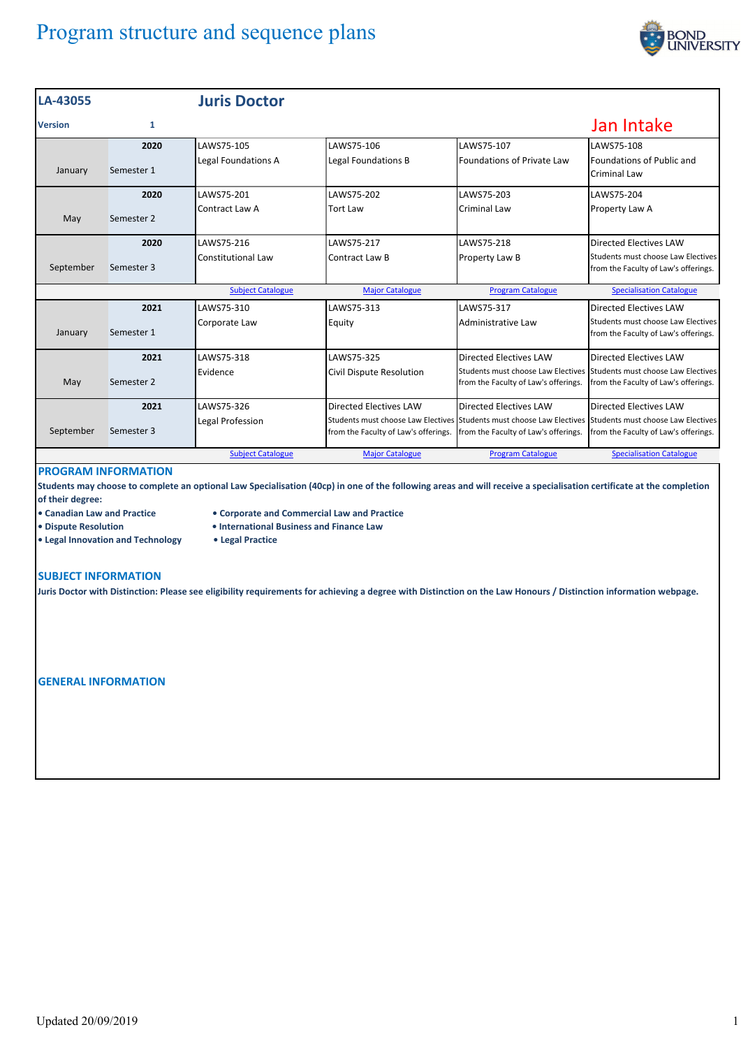# Program structure and sequence plans

**LA-43055** **Juris Doctor**

**Version** 1

Jan Intake

| | | | | | |
|---|---|---|---|---|---|
| January | **2020** Semester 1 | LAWS75-105 Legal Foundations A | LAWS75-106 Legal Foundations B | LAWS75-107 Foundations of Private Law | LAWS75-108 Foundations of Public and Criminal Law |
| May | **2020** Semester 2 | LAWS75-201 Contract Law A | LAWS75-202 Tort Law | LAWS75-203 Criminal Law | LAWS75-204 Property Law A |
| September | **2020** Semester 3 | LAWS75-216 Constitutional Law | LAWS75-217 Contract Law B | LAWS75-218 Property Law B | Directed Electives LAW Students must choose Law Electives from the Faculty of Law's offerings. |
| | | Subject Catalogue | Major Catalogue | Program Catalogue | Specialisation Catalogue |
| January | **2021** Semester 1 | LAWS75-310 Corporate Law | LAWS75-313 Equity | LAWS75-317 Administrative Law | Directed Electives LAW Students must choose Law Electives from the Faculty of Law's offerings. |
| May | **2021** Semester 2 | LAWS75-318 Evidence | LAWS75-325 Civil Dispute Resolution | Directed Electives LAW Students must choose Law Electives from the Faculty of Law's offerings. | Directed Electives LAW Students must choose Law Electives from the Faculty of Law's offerings. |
| September | **2021** Semester 3 | LAWS75-326 Legal Profession | Directed Electives LAW Students must choose Law Electives from the Faculty of Law's offerings. | Directed Electives LAW Students must choose Law Electives from the Faculty of Law's offerings. | Directed Electives LAW Students must choose Law Electives from the Faculty of Law's offerings. |
| | | Subject Catalogue | Major Catalogue | Program Catalogue | Specialisation Catalogue |

## PROGRAM INFORMATION

**Students may choose to complete an optional Law Specialisation (40cp) in one of the following areas and will receive a specialisation certificate at the completion of their degree:**

- **Canadian Law and Practice**
- **Corporate and Commercial Law and Practice**
- **Dispute Resolution**
- **International Business and Finance Law**
- **Legal Innovation and Technology**
- **Legal Practice**

## SUBJECT INFORMATION

**Juris Doctor with Distinction: Please see eligibility requirements for achieving a degree with Distinction on the Law Honours / Distinction information webpage.**

## GENERAL INFORMATION

Updated 20/09/2019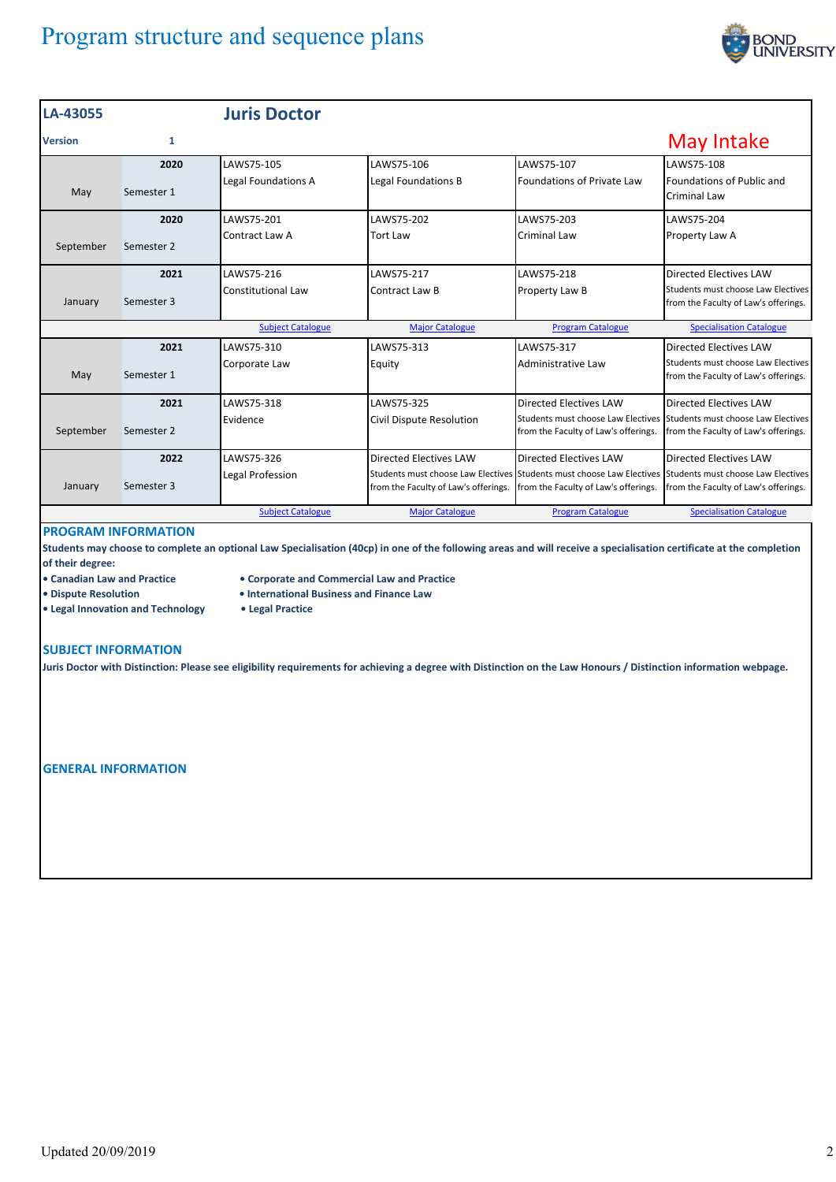# Program structure and sequence plans

| LA-43055 | | Juris Doctor | | | |
|---|---|---|---|---|---|
| Version | 1 | | | | May Intake |
| May | 2020 Semester 1 | LAWS75-105 Legal Foundations A | LAWS75-106 Legal Foundations B | LAWS75-107 Foundations of Private Law | LAWS75-108 Foundations of Public and Criminal Law |
| September | 2020 Semester 2 | LAWS75-201 Contract Law A | LAWS75-202 Tort Law | LAWS75-203 Criminal Law | LAWS75-204 Property Law A |
| January | 2021 Semester 3 | LAWS75-216 Constitutional Law | LAWS75-217 Contract Law B | LAWS75-218 Property Law B | Directed Electives LAW Students must choose Law Electives from the Faculty of Law's offerings. |
| | | Subject Catalogue | Major Catalogue | Program Catalogue | Specialisation Catalogue |
| May | 2021 Semester 1 | LAWS75-310 Corporate Law | LAWS75-313 Equity | LAWS75-317 Administrative Law | Directed Electives LAW Students must choose Law Electives from the Faculty of Law's offerings. |
| September | 2021 Semester 2 | LAWS75-318 Evidence | LAWS75-325 Civil Dispute Resolution | Directed Electives LAW Students must choose Law Electives from the Faculty of Law's offerings. | Directed Electives LAW Students must choose Law Electives from the Faculty of Law's offerings. |
| January | 2022 Semester 3 | LAWS75-326 Legal Profession | Directed Electives LAW Students must choose Law Electives from the Faculty of Law's offerings. | Directed Electives LAW Students must choose Law Electives from the Faculty of Law's offerings. | Directed Electives LAW Students must choose Law Electives from the Faculty of Law's offerings. |
| | | Subject Catalogue | Major Catalogue | Program Catalogue | Specialisation Catalogue |

## PROGRAM INFORMATION

**Students may choose to complete an optional Law Specialisation (40cp) in one of the following areas and will receive a specialisation certificate at the completion of their degree:**

- **Canadian Law and Practice**
- **Corporate and Commercial Law and Practice**
- **Dispute Resolution**
- **International Business and Finance Law**
- **Legal Innovation and Technology**
- **Legal Practice**

## SUBJECT INFORMATION

**Juris Doctor with Distinction: Please see eligibility requirements for achieving a degree with Distinction on the Law Honours / Distinction information webpage.**

## GENERAL INFORMATION

Updated 20/09/2019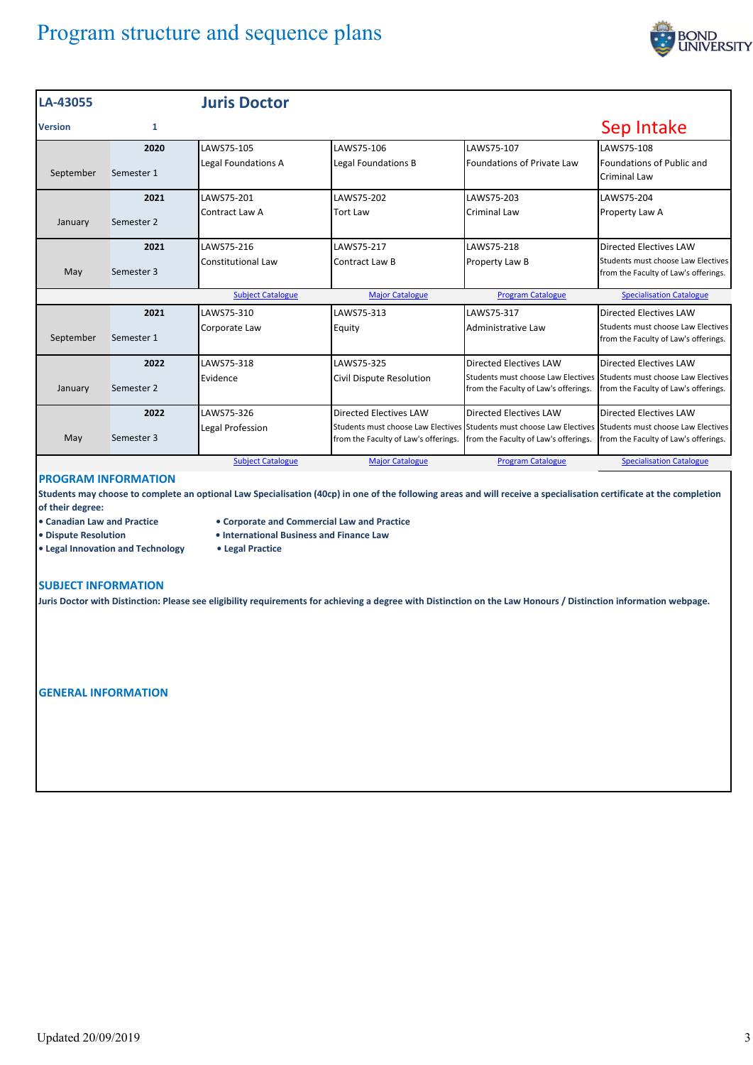# Program structure and sequence plans

| LA-43055 | | Juris Doctor | | | |
|---|---|---|---|---|---|
| Version | 1 | | | | Sep Intake |
| September | 2020 Semester 1 | LAWS75-105 Legal Foundations A | LAWS75-106 Legal Foundations B | LAWS75-107 Foundations of Private Law | LAWS75-108 Foundations of Public and Criminal Law |
| January | 2021 Semester 2 | LAWS75-201 Contract Law A | LAWS75-202 Tort Law | LAWS75-203 Criminal Law | LAWS75-204 Property Law A |
| May | 2021 Semester 3 | LAWS75-216 Constitutional Law | LAWS75-217 Contract Law B | LAWS75-218 Property Law B | Directed Electives LAW Students must choose Law Electives from the Faculty of Law's offerings. |
| | | Subject Catalogue | Major Catalogue | Program Catalogue | Specialisation Catalogue |
| September | 2021 Semester 1 | LAWS75-310 Corporate Law | LAWS75-313 Equity | LAWS75-317 Administrative Law | Directed Electives LAW Students must choose Law Electives from the Faculty of Law's offerings. |
| January | 2022 Semester 2 | LAWS75-318 Evidence | LAWS75-325 Civil Dispute Resolution | Directed Electives LAW Students must choose Law Electives from the Faculty of Law's offerings. | Directed Electives LAW Students must choose Law Electives from the Faculty of Law's offerings. |
| May | 2022 Semester 3 | LAWS75-326 Legal Profession | Directed Electives LAW Students must choose Law Electives from the Faculty of Law's offerings. | Directed Electives LAW Students must choose Law Electives from the Faculty of Law's offerings. | Directed Electives LAW Students must choose Law Electives from the Faculty of Law's offerings. |
| | | Subject Catalogue | Major Catalogue | Program Catalogue | Specialisation Catalogue |

## PROGRAM INFORMATION

**Students may choose to complete an optional Law Specialisation (40cp) in one of the following areas and will receive a specialisation certificate at the completion of their degree:**

- **Canadian Law and Practice**
- **Corporate and Commercial Law and Practice**
- **Dispute Resolution**
- **International Business and Finance Law**
- **Legal Innovation and Technology**
- **Legal Practice**

## SUBJECT INFORMATION

**Juris Doctor with Distinction: Please see eligibility requirements for achieving a degree with Distinction on the Law Honours / Distinction information webpage.**

## GENERAL INFORMATION

Updated 20/09/2019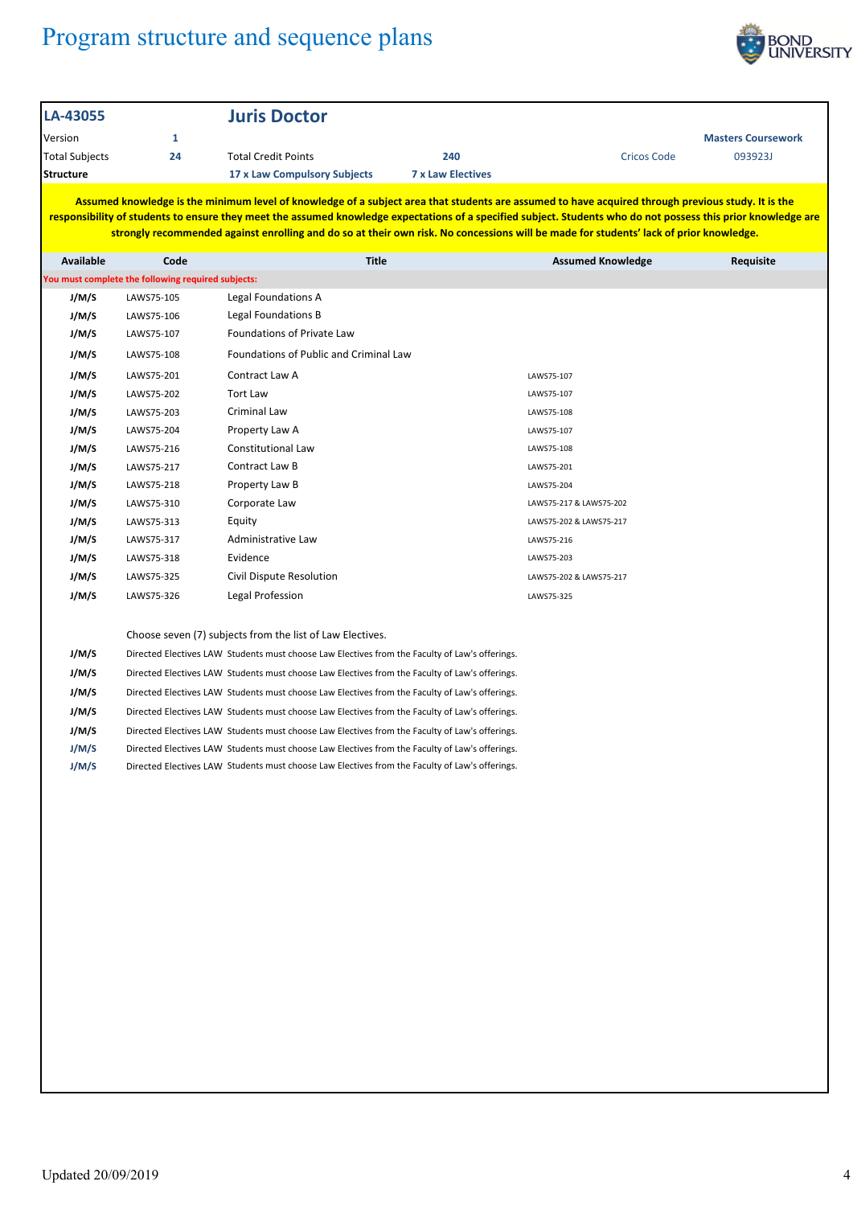# Program structure and sequence plans

| LA-43055 | | Juris Doctor | | | |
|---|---|---|---|---|---|
| Version | 1 | | | | Masters Coursework |
| Total Subjects | 24 | Total Credit Points | 240 | Cricos Code | 093923J |
| Structure | | 17 x Law Compulsory Subjects | 7 x Law Electives | | |

**Assumed knowledge is the minimum level of knowledge of a subject area that students are assumed to have acquired through previous study. It is the responsibility of students to ensure they meet the assumed knowledge expectations of a specified subject. Students who do not possess this prior knowledge are strongly recommended against enrolling and do so at their own risk. No concessions will be made for students' lack of prior knowledge.**

| Available | Code | Title | Assumed Knowledge | Requisite |
|---|---|---|---|---|
| You must complete the following required subjects: | | | | |
| J/M/S | LAWS75-105 | Legal Foundations A | | |
| J/M/S | LAWS75-106 | Legal Foundations B | | |
| J/M/S | LAWS75-107 | Foundations of Private Law | | |
| J/M/S | LAWS75-108 | Foundations of Public and Criminal Law | | |
| J/M/S | LAWS75-201 | Contract Law A | LAWS75-107 | |
| J/M/S | LAWS75-202 | Tort Law | LAWS75-107 | |
| J/M/S | LAWS75-203 | Criminal Law | LAWS75-108 | |
| J/M/S | LAWS75-204 | Property Law A | LAWS75-107 | |
| J/M/S | LAWS75-216 | Constitutional Law | LAWS75-108 | |
| J/M/S | LAWS75-217 | Contract Law B | LAWS75-201 | |
| J/M/S | LAWS75-218 | Property Law B | LAWS75-204 | |
| J/M/S | LAWS75-310 | Corporate Law | LAWS75-217 & LAWS75-202 | |
| J/M/S | LAWS75-313 | Equity | LAWS75-202 & LAWS75-217 | |
| J/M/S | LAWS75-317 | Administrative Law | LAWS75-216 | |
| J/M/S | LAWS75-318 | Evidence | LAWS75-203 | |
| J/M/S | LAWS75-325 | Civil Dispute Resolution | LAWS75-202 & LAWS75-217 | |
| J/M/S | LAWS75-326 | Legal Profession | LAWS75-325 | |
| | Choose seven (7) subjects from the list of Law Electives. | | | |
| J/M/S | Directed Electives LAW | Students must choose Law Electives from the Faculty of Law's offerings. | | |
| J/M/S | Directed Electives LAW | Students must choose Law Electives from the Faculty of Law's offerings. | | |
| J/M/S | Directed Electives LAW | Students must choose Law Electives from the Faculty of Law's offerings. | | |
| J/M/S | Directed Electives LAW | Students must choose Law Electives from the Faculty of Law's offerings. | | |
| J/M/S | Directed Electives LAW | Students must choose Law Electives from the Faculty of Law's offerings. | | |
| J/M/S | Directed Electives LAW | Students must choose Law Electives from the Faculty of Law's offerings. | | |
| J/M/S | Directed Electives LAW | Students must choose Law Electives from the Faculty of Law's offerings. | | |

Updated 20/09/2019